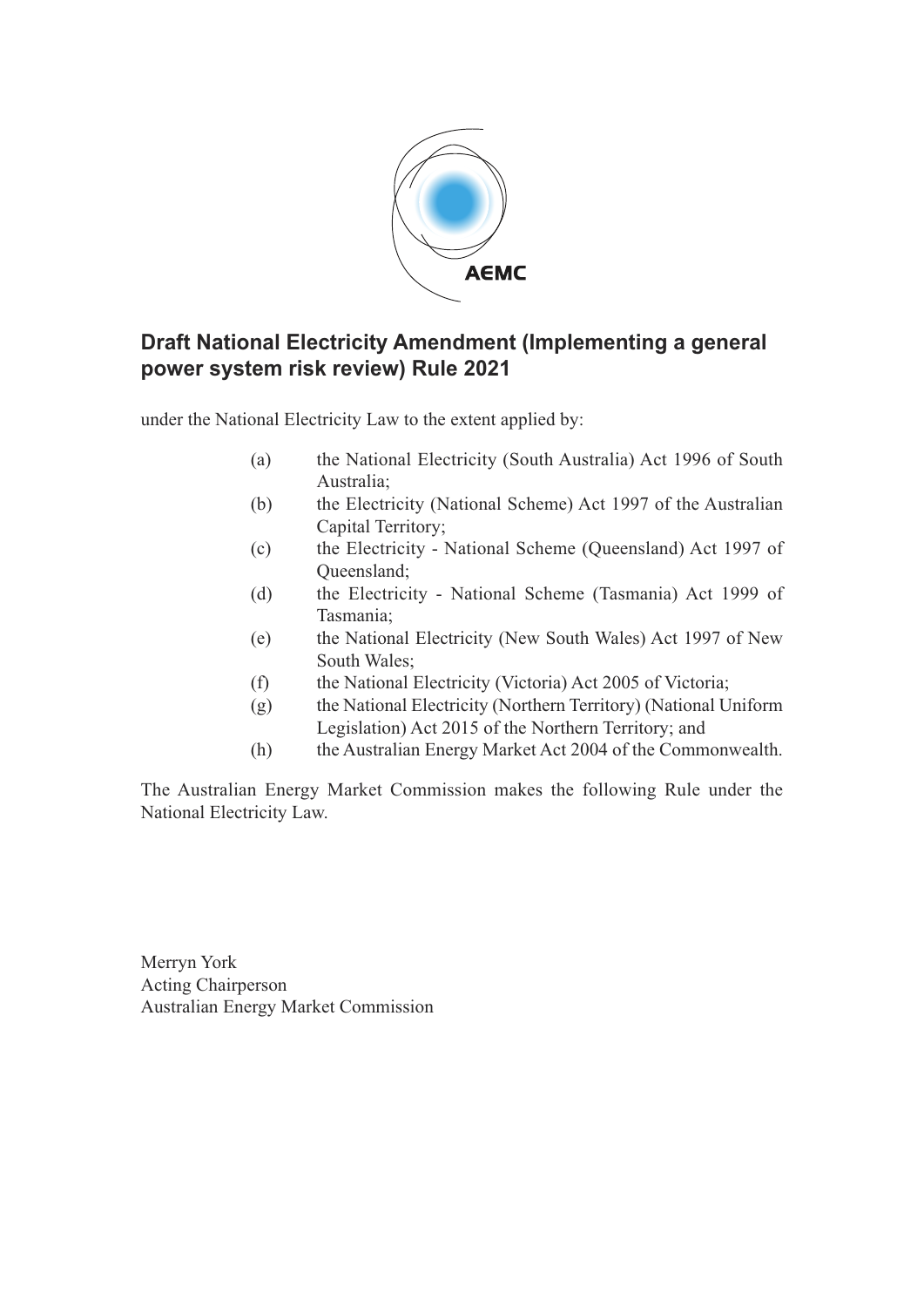AEMC

## Draft National Electricity Amendment (Implementing a general power system risk review) Rule 2021

under the National Electricity Law to the extent applied by:

- (a) the National Electricity (South Australia) Act 1996 of South Australia;
- (b) the Electricity (National Scheme) Act 1997 of the Australian Capital Territory;
- (c) the Electricity - National Scheme (Queensland) Act 1997 of Queensland;
- (d) the Electricity - National Scheme (Tasmania) Act 1999 of Tasmania;
- (e) the National Electricity (New South Wales) Act 1997 of New South Wales;
- (f) the National Electricity (Victoria) Act 2005 of Victoria;
- (g) the National Electricity (Northern Territory) (National Uniform Legislation) Act 2015 of the Northern Territory; and
- (h) the Australian Energy Market Act 2004 of the Commonwealth.

The Australian Energy Market Commission makes the following Rule under the National Electricity Law.

Merryn York
Acting Chairperson
Australian Energy Market Commission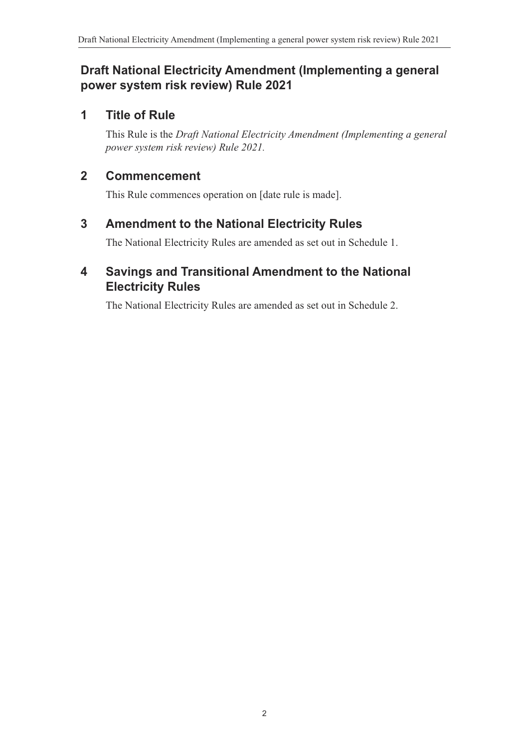# Draft National Electricity Amendment (Implementing a general power system risk review) Rule 2021

## 1 Title of Rule

This Rule is the *Draft National Electricity Amendment (Implementing a general power system risk review) Rule 2021.*

## 2 Commencement

This Rule commences operation on [date rule is made].

## 3 Amendment to the National Electricity Rules

The National Electricity Rules are amended as set out in Schedule 1.

## 4 Savings and Transitional Amendment to the National Electricity Rules

The National Electricity Rules are amended as set out in Schedule 2.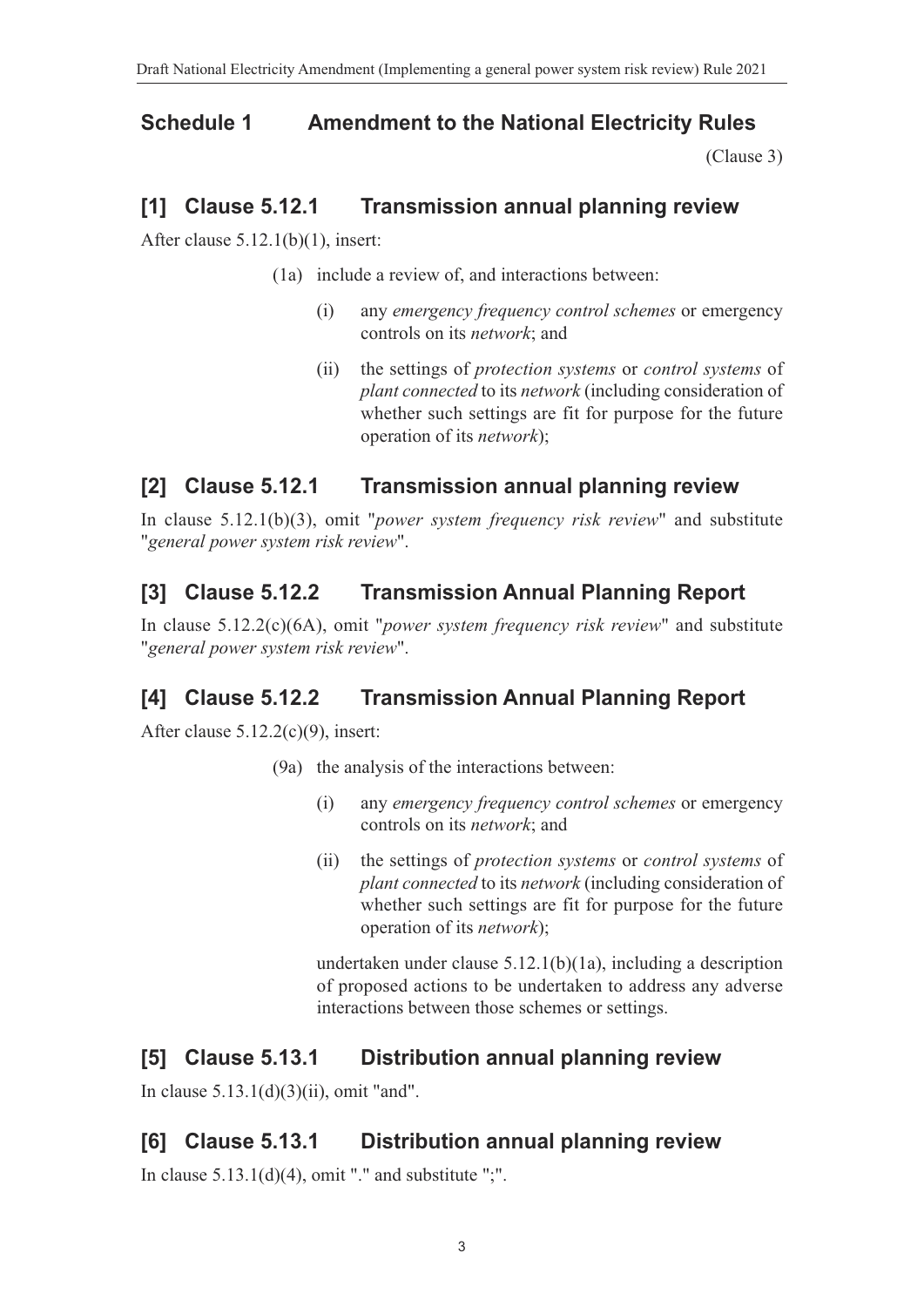## Schedule 1 Amendment to the National Electricity Rules

(Clause 3)

### [1] Clause 5.12.1 Transmission annual planning review

After clause 5.12.1(b)(1), insert:

(1a) include a review of, and interactions between:

(i) any *emergency frequency control schemes* or emergency controls on its *network*; and

(ii) the settings of *protection systems* or *control systems* of *plant connected* to its *network* (including consideration of whether such settings are fit for purpose for the future operation of its *network*);

### [2] Clause 5.12.1 Transmission annual planning review

In clause 5.12.1(b)(3), omit "*power system frequency risk review*" and substitute "*general power system risk review*".

### [3] Clause 5.12.2 Transmission Annual Planning Report

In clause 5.12.2(c)(6A), omit "*power system frequency risk review*" and substitute "*general power system risk review*".

### [4] Clause 5.12.2 Transmission Annual Planning Report

After clause 5.12.2(c)(9), insert:

(9a) the analysis of the interactions between:

(i) any *emergency frequency control schemes* or emergency controls on its *network*; and

(ii) the settings of *protection systems* or *control systems* of *plant connected* to its *network* (including consideration of whether such settings are fit for purpose for the future operation of its *network*);

undertaken under clause 5.12.1(b)(1a), including a description of proposed actions to be undertaken to address any adverse interactions between those schemes or settings.

### [5] Clause 5.13.1 Distribution annual planning review

In clause 5.13.1(d)(3)(ii), omit "and".

### [6] Clause 5.13.1 Distribution annual planning review

In clause 5.13.1(d)(4), omit "." and substitute ";".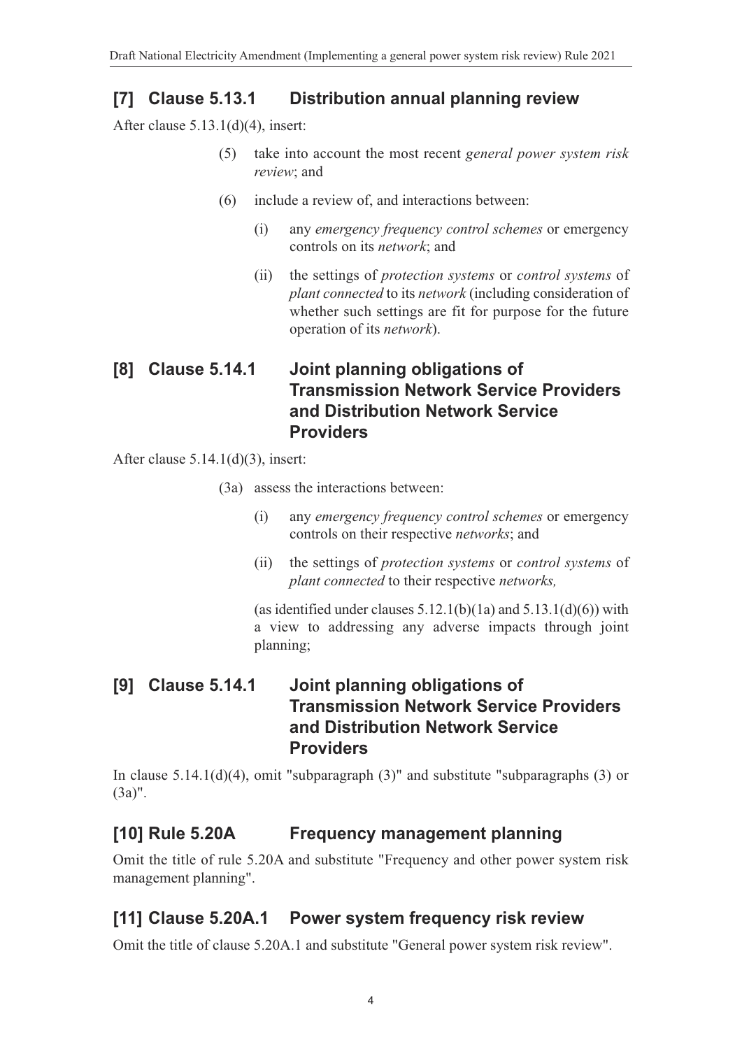## [7] Clause 5.13.1 Distribution annual planning review

After clause 5.13.1(d)(4), insert:

(5) take into account the most recent *general power system risk review*; and

(6) include a review of, and interactions between:

(i) any *emergency frequency control schemes* or emergency controls on its *network*; and

(ii) the settings of *protection systems* or *control systems* of *plant connected* to its *network* (including consideration of whether such settings are fit for purpose for the future operation of its *network*).

## [8] Clause 5.14.1 Joint planning obligations of Transmission Network Service Providers and Distribution Network Service Providers

After clause 5.14.1(d)(3), insert:

(3a) assess the interactions between:

(i) any *emergency frequency control schemes* or emergency controls on their respective *networks*; and

(ii) the settings of *protection systems* or *control systems* of *plant connected* to their respective *networks,*

(as identified under clauses 5.12.1(b)(1a) and 5.13.1(d)(6)) with a view to addressing any adverse impacts through joint planning;

## [9] Clause 5.14.1 Joint planning obligations of Transmission Network Service Providers and Distribution Network Service Providers

In clause 5.14.1(d)(4), omit "subparagraph (3)" and substitute "subparagraphs (3) or (3a)".

## [10] Rule 5.20A Frequency management planning

Omit the title of rule 5.20A and substitute "Frequency and other power system risk management planning".

## [11] Clause 5.20A.1 Power system frequency risk review

Omit the title of clause 5.20A.1 and substitute "General power system risk review".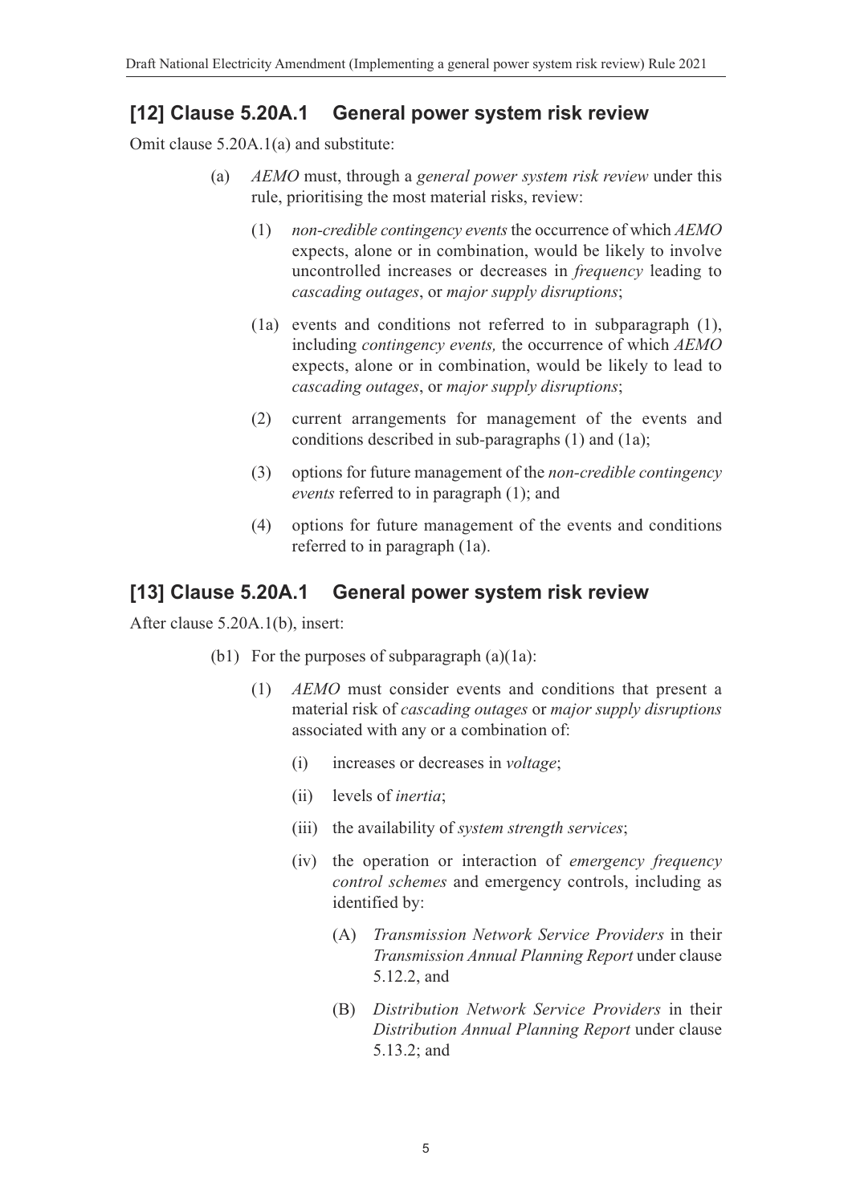## [12] Clause 5.20A.1 General power system risk review

Omit clause 5.20A.1(a) and substitute:

(a) *AEMO* must, through a *general power system risk review* under this rule, prioritising the most material risks, review:

(1) *non-credible contingency events* the occurrence of which *AEMO* expects, alone or in combination, would be likely to involve uncontrolled increases or decreases in *frequency* leading to *cascading outages*, or *major supply disruptions*;

(1a) events and conditions not referred to in subparagraph (1), including *contingency events,* the occurrence of which *AEMO* expects, alone or in combination, would be likely to lead to *cascading outages*, or *major supply disruptions*;

(2) current arrangements for management of the events and conditions described in sub-paragraphs (1) and (1a);

(3) options for future management of the *non-credible contingency events* referred to in paragraph (1); and

(4) options for future management of the events and conditions referred to in paragraph (1a).

## [13] Clause 5.20A.1 General power system risk review

After clause 5.20A.1(b), insert:

(b1) For the purposes of subparagraph (a)(1a):

(1) *AEMO* must consider events and conditions that present a material risk of *cascading outages* or *major supply disruptions* associated with any or a combination of:

(i) increases or decreases in *voltage*;

(ii) levels of *inertia*;

(iii) the availability of *system strength services*;

(iv) the operation or interaction of *emergency frequency control schemes* and emergency controls, including as identified by:

(A) *Transmission Network Service Providers* in their *Transmission Annual Planning Report* under clause 5.12.2, and

(B) *Distribution Network Service Providers* in their *Distribution Annual Planning Report* under clause 5.13.2; and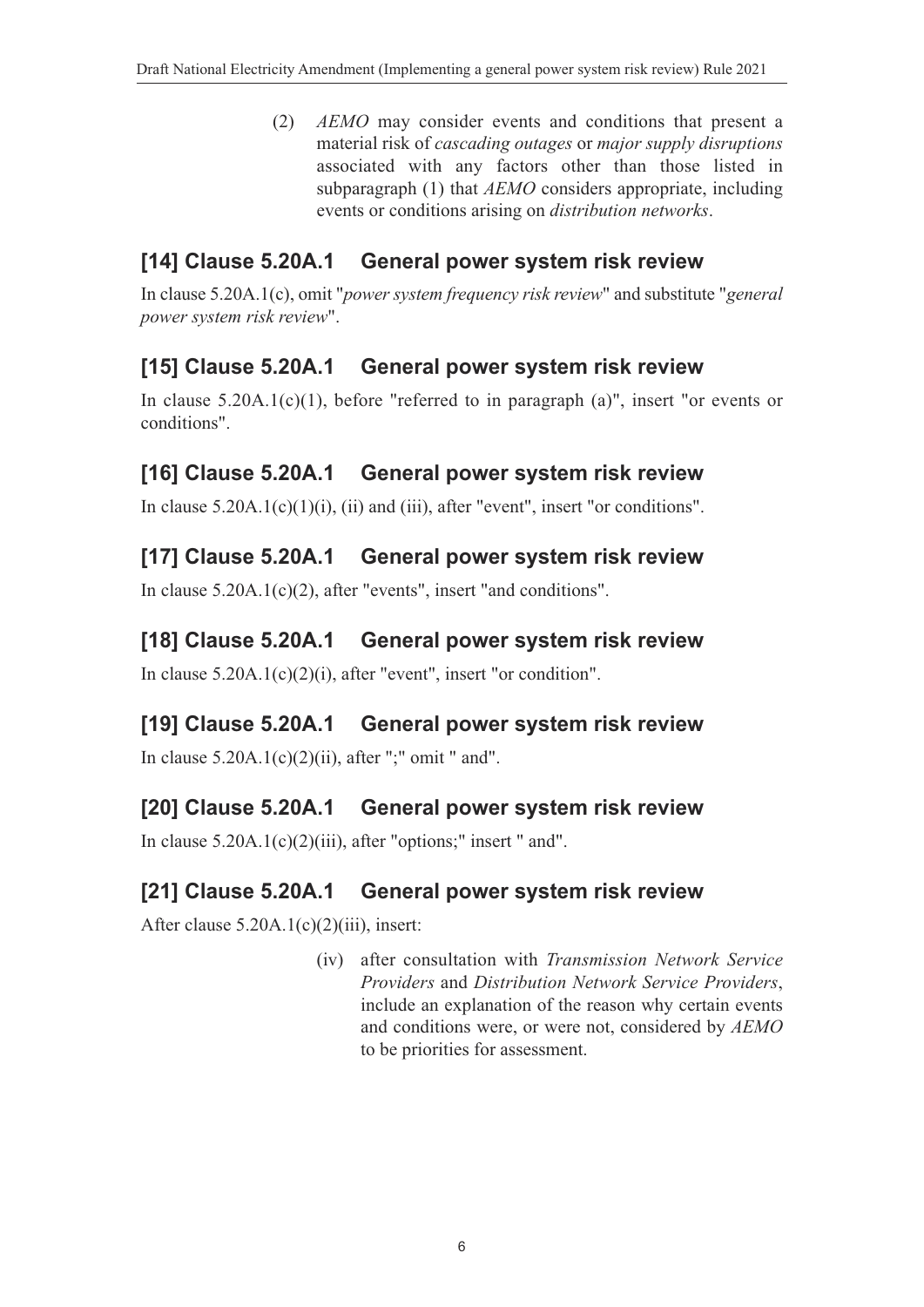(2) *AEMO* may consider events and conditions that present a material risk of *cascading outages* or *major supply disruptions* associated with any factors other than those listed in subparagraph (1) that *AEMO* considers appropriate, including events or conditions arising on *distribution networks*.

## [14] Clause 5.20A.1 General power system risk review

In clause 5.20A.1(c), omit "*power system frequency risk review*" and substitute "*general power system risk review*".

## [15] Clause 5.20A.1 General power system risk review

In clause 5.20A.1(c)(1), before "referred to in paragraph (a)", insert "or events or conditions".

## [16] Clause 5.20A.1 General power system risk review

In clause 5.20A.1(c)(1)(i), (ii) and (iii), after "event", insert "or conditions".

## [17] Clause 5.20A.1 General power system risk review

In clause 5.20A.1(c)(2), after "events", insert "and conditions".

## [18] Clause 5.20A.1 General power system risk review

In clause 5.20A.1(c)(2)(i), after "event", insert "or condition".

## [19] Clause 5.20A.1 General power system risk review

In clause 5.20A.1(c)(2)(ii), after ";" omit " and".

## [20] Clause 5.20A.1 General power system risk review

In clause 5.20A.1(c)(2)(iii), after "options;" insert " and".

## [21] Clause 5.20A.1 General power system risk review

After clause 5.20A.1(c)(2)(iii), insert:

(iv) after consultation with *Transmission Network Service Providers* and *Distribution Network Service Providers*, include an explanation of the reason why certain events and conditions were, or were not, considered by *AEMO* to be priorities for assessment.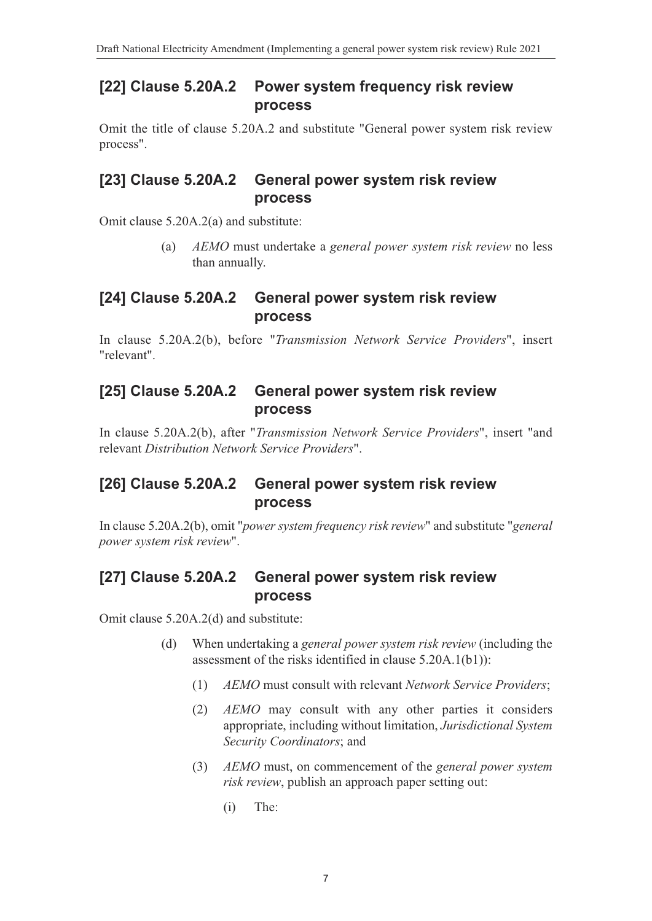## [22] Clause 5.20A.2 Power system frequency risk review process

Omit the title of clause 5.20A.2 and substitute "General power system risk review process".

## [23] Clause 5.20A.2 General power system risk review process

Omit clause 5.20A.2(a) and substitute:

(a) *AEMO* must undertake a *general power system risk review* no less than annually.

## [24] Clause 5.20A.2 General power system risk review process

In clause 5.20A.2(b), before "*Transmission Network Service Providers*", insert "relevant".

## [25] Clause 5.20A.2 General power system risk review process

In clause 5.20A.2(b), after "*Transmission Network Service Providers*", insert "and relevant *Distribution Network Service Providers*".

## [26] Clause 5.20A.2 General power system risk review process

In clause 5.20A.2(b), omit "*power system frequency risk review*" and substitute "*general power system risk review*".

## [27] Clause 5.20A.2 General power system risk review process

Omit clause 5.20A.2(d) and substitute:

(d) When undertaking a *general power system risk review* (including the assessment of the risks identified in clause 5.20A.1(b1)):

(1) *AEMO* must consult with relevant *Network Service Providers*;

(2) *AEMO* may consult with any other parties it considers appropriate, including without limitation, *Jurisdictional System Security Coordinators*; and

(3) *AEMO* must, on commencement of the *general power system risk review*, publish an approach paper setting out:

(i) The: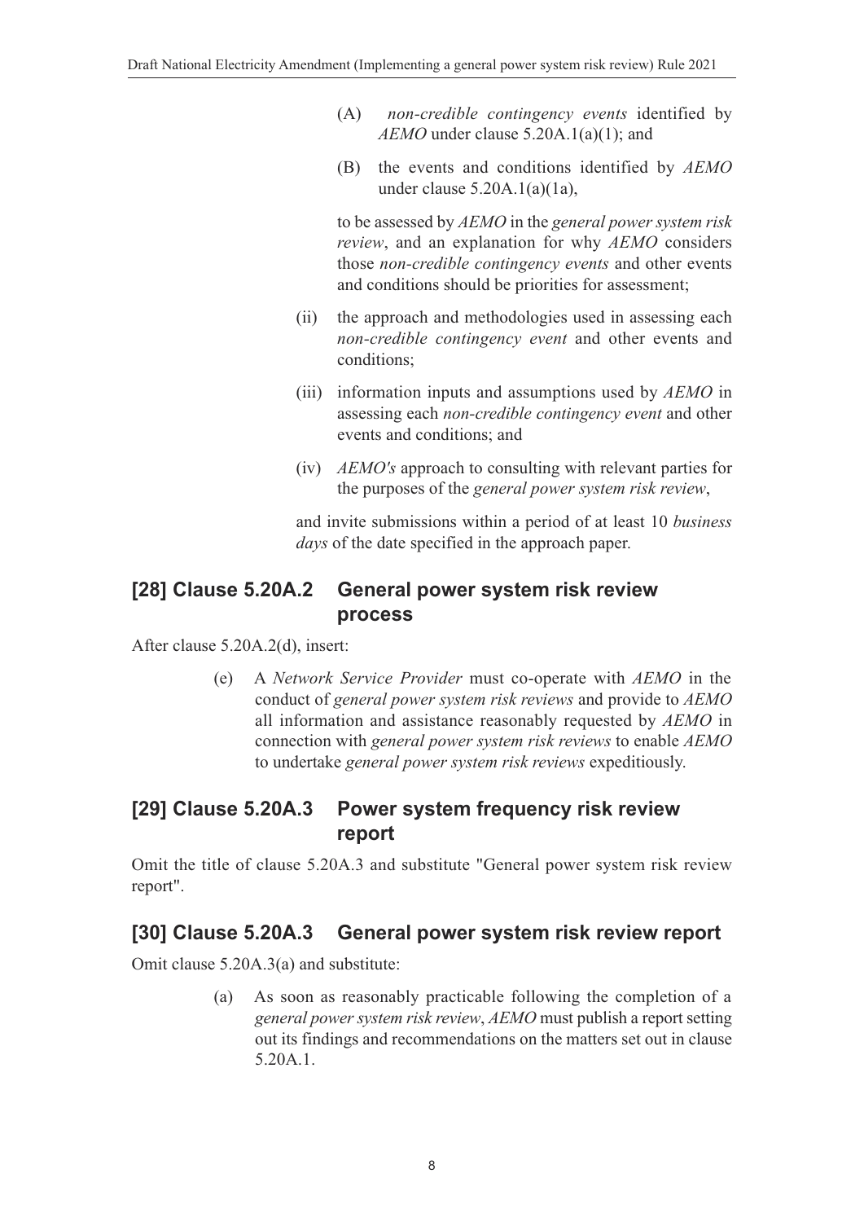(A) *non-credible contingency events* identified by *AEMO* under clause 5.20A.1(a)(1); and

(B) the events and conditions identified by *AEMO* under clause 5.20A.1(a)(1a),

to be assessed by *AEMO* in the *general power system risk review*, and an explanation for why *AEMO* considers those *non-credible contingency events* and other events and conditions should be priorities for assessment;

(ii) the approach and methodologies used in assessing each *non-credible contingency event* and other events and conditions;

(iii) information inputs and assumptions used by *AEMO* in assessing each *non-credible contingency event* and other events and conditions; and

(iv) *AEMO's* approach to consulting with relevant parties for the purposes of the *general power system risk review*,

and invite submissions within a period of at least 10 *business days* of the date specified in the approach paper.

## [28] Clause 5.20A.2 General power system risk review process

After clause 5.20A.2(d), insert:

(e) A *Network Service Provider* must co-operate with *AEMO* in the conduct of *general power system risk reviews* and provide to *AEMO* all information and assistance reasonably requested by *AEMO* in connection with *general power system risk reviews* to enable *AEMO* to undertake *general power system risk reviews* expeditiously.

## [29] Clause 5.20A.3 Power system frequency risk review report

Omit the title of clause 5.20A.3 and substitute "General power system risk review report".

## [30] Clause 5.20A.3 General power system risk review report

Omit clause 5.20A.3(a) and substitute:

(a) As soon as reasonably practicable following the completion of a *general power system risk review*, *AEMO* must publish a report setting out its findings and recommendations on the matters set out in clause 5.20A.1.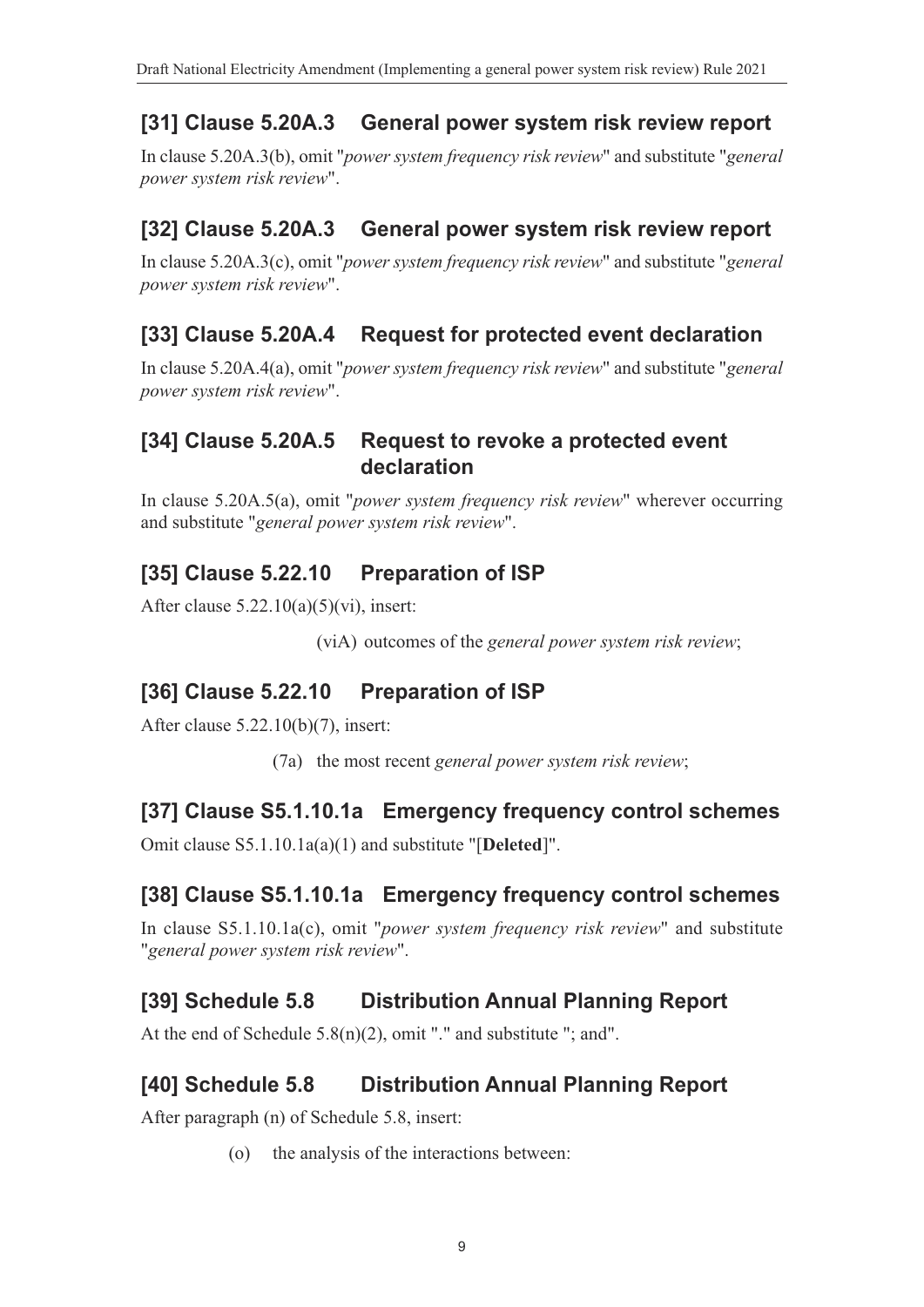## [31] Clause 5.20A.3 General power system risk review report

In clause 5.20A.3(b), omit "*power system frequency risk review*" and substitute "*general power system risk review*".

## [32] Clause 5.20A.3 General power system risk review report

In clause 5.20A.3(c), omit "*power system frequency risk review*" and substitute "*general power system risk review*".

## [33] Clause 5.20A.4 Request for protected event declaration

In clause 5.20A.4(a), omit "*power system frequency risk review*" and substitute "*general power system risk review*".

## [34] Clause 5.20A.5 Request to revoke a protected event declaration

In clause 5.20A.5(a), omit "*power system frequency risk review*" wherever occurring and substitute "*general power system risk review*".

## [35] Clause 5.22.10 Preparation of ISP

After clause 5.22.10(a)(5)(vi), insert:

(viA) outcomes of the *general power system risk review*;

## [36] Clause 5.22.10 Preparation of ISP

After clause 5.22.10(b)(7), insert:

(7a) the most recent *general power system risk review*;

## [37] Clause S5.1.10.1a Emergency frequency control schemes

Omit clause S5.1.10.1a(a)(1) and substitute "[**Deleted**]".

## [38] Clause S5.1.10.1a Emergency frequency control schemes

In clause S5.1.10.1a(c), omit "*power system frequency risk review*" and substitute "*general power system risk review*".

## [39] Schedule 5.8 Distribution Annual Planning Report

At the end of Schedule 5.8(n)(2), omit "." and substitute "; and".

## [40] Schedule 5.8 Distribution Annual Planning Report

After paragraph (n) of Schedule 5.8, insert:

(o) the analysis of the interactions between: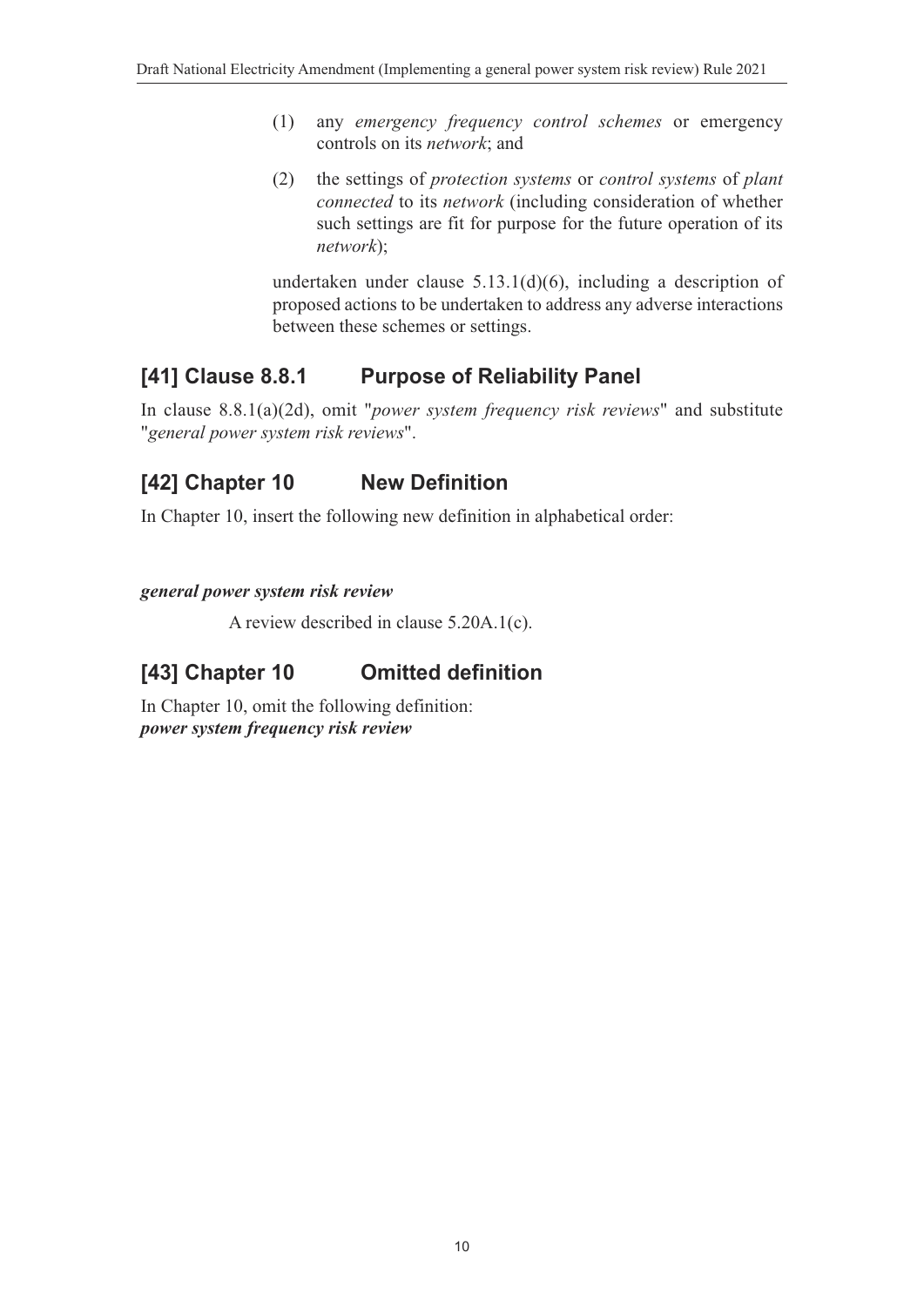(1) any *emergency frequency control schemes* or emergency controls on its *network*; and

(2) the settings of *protection systems* or *control systems* of *plant connected* to its *network* (including consideration of whether such settings are fit for purpose for the future operation of its *network*);

undertaken under clause 5.13.1(d)(6), including a description of proposed actions to be undertaken to address any adverse interactions between these schemes or settings.

## [41] Clause 8.8.1 Purpose of Reliability Panel

In clause 8.8.1(a)(2d), omit "*power system frequency risk reviews*" and substitute "*general power system risk reviews*".

## [42] Chapter 10 New Definition

In Chapter 10, insert the following new definition in alphabetical order:

***general power system risk review***

A review described in clause 5.20A.1(c).

## [43] Chapter 10 Omitted definition

In Chapter 10, omit the following definition:
***power system frequency risk review***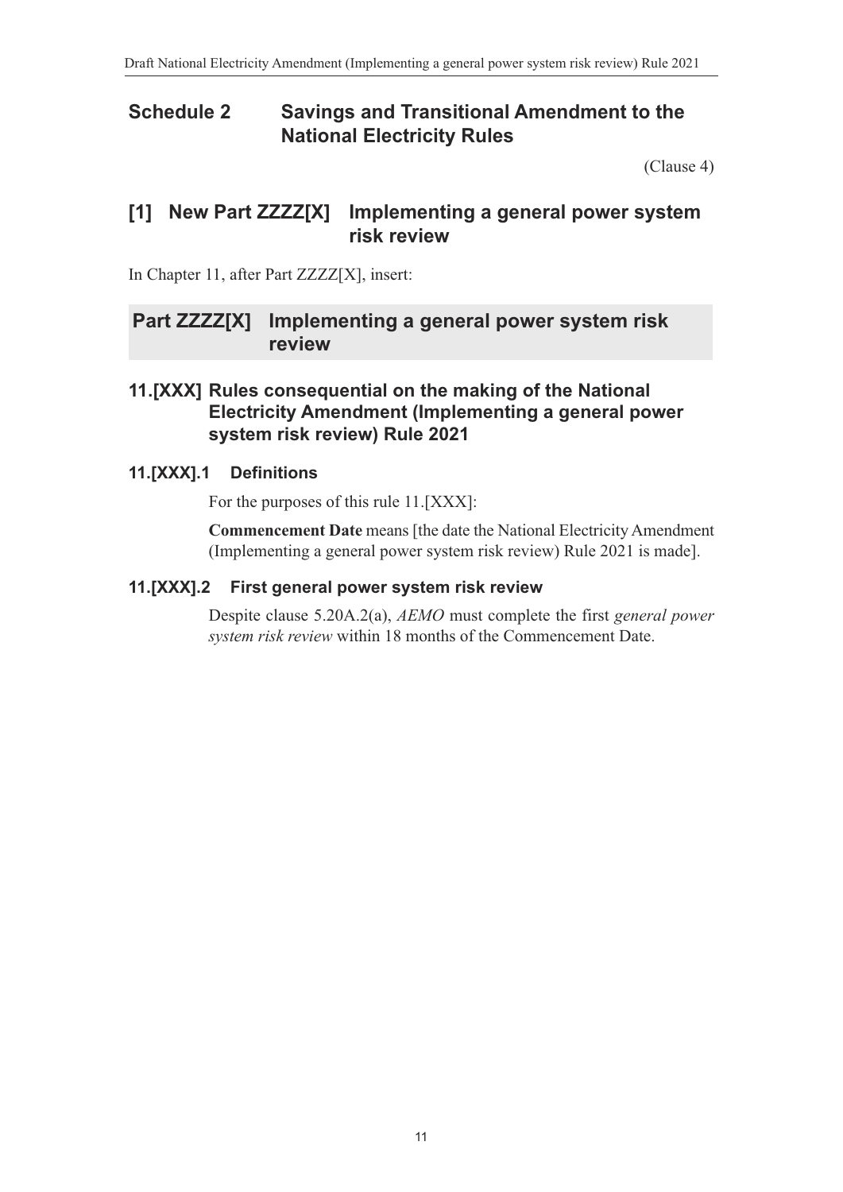# Schedule 2 Savings and Transitional Amendment to the National Electricity Rules

(Clause 4)

## [1] New Part ZZZZ[X] Implementing a general power system risk review

In Chapter 11, after Part ZZZZ[X], insert:

## Part ZZZZ[X] Implementing a general power system risk review

### 11.[XXX] Rules consequential on the making of the National Electricity Amendment (Implementing a general power system risk review) Rule 2021

#### 11.[XXX].1 Definitions

For the purposes of this rule 11.[XXX]:

**Commencement Date** means [the date the National Electricity Amendment (Implementing a general power system risk review) Rule 2021 is made].

#### 11.[XXX].2 First general power system risk review

Despite clause 5.20A.2(a), *AEMO* must complete the first *general power system risk review* within 18 months of the Commencement Date.